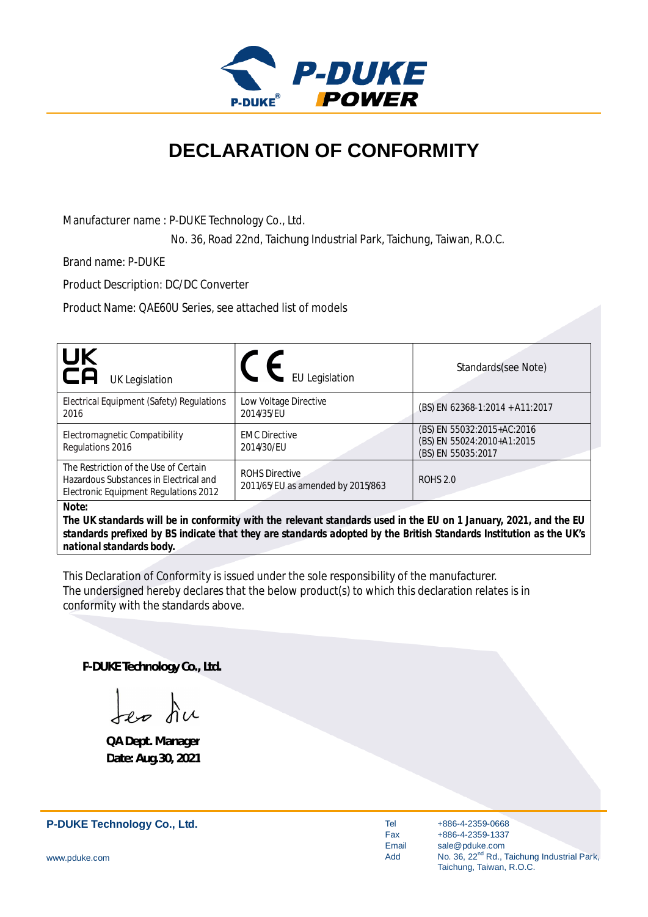# DECLARATION OF CONFORMITY

Manufacturer name : P-DUKE Technology Co., Ltd.

No. 36, Road 22nd, Taichung Industrial Park, Taichung, Taiwan, R.O.C.

Brand name: P-DUKE

Product Description: DC/DC Converter

Product Name: QAE60U Series, see attached list of models

| UKCA UK Legislation | CE EU Legislation | Standards(see Note) |
|---|---|---|
| Electrical Equipment (Safety) Regulations 2016 | Low Voltage Directive 2014/35/EU | (BS) EN 62368-1:2014 + A11:2017 |
| Electromagnetic Compatibility Regulations 2016 | EMC Directive 2014/30/EU | (BS) EN 55032:2015+AC:2016<br>(BS) EN 55024:2010+A1:2015<br>(BS) EN 55035:2017 |
| The Restriction of the Use of Certain Hazardous Substances in Electrical and Electronic Equipment Regulations 2012 | ROHS Directive 2011/65/EU as amended by 2015/863 | ROHS 2.0 |

***Note:***
***The UK standards will be in conformity with the relevant standards used in the EU on 1 January, 2021, and the EU standards prefixed by BS indicate that they are standards adopted by the British Standards Institution as the UK's national standards body.***

This Declaration of Conformity is issued under the sole responsibility of the manufacturer.
The undersigned hereby declares that the below product(s) to which this declaration relates is in conformity with the standards above.

**P-DUKE Technology Co., Ltd.**

**QA Dept. Manager**
**Date: Aug.30, 2021**

**P-DUKE Technology Co., Ltd.**

www.pduke.com

Tel +886-4-2359-0668
Fax +886-4-2359-1337
Email sale@pduke.com
Add No. 36, 22nd Rd., Taichung Industrial Park, Taichung, Taiwan, R.O.C.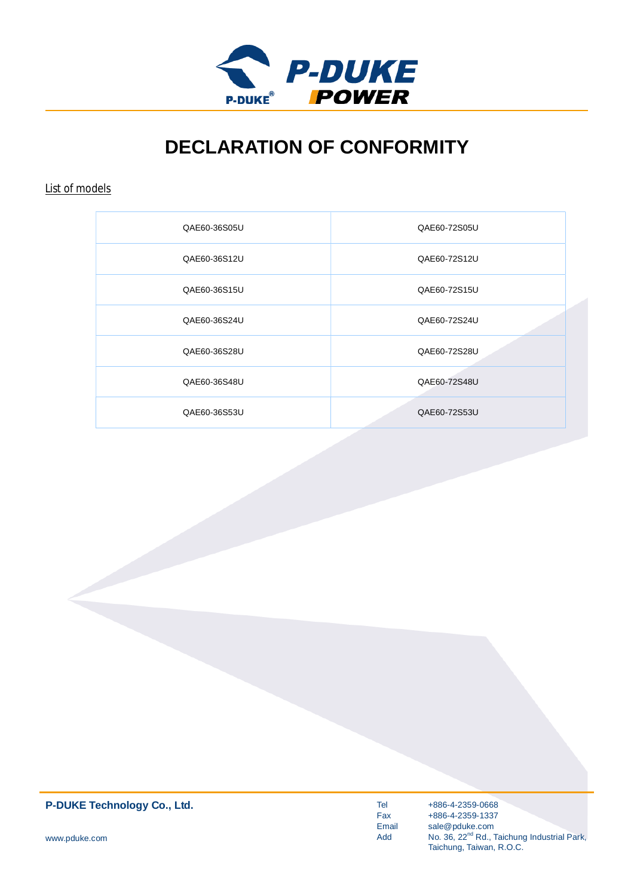# DECLARATION OF CONFORMITY

List of models

| | |
|---|---|
| QAE60-36S05U | QAE60-72S05U |
| QAE60-36S12U | QAE60-72S12U |
| QAE60-36S15U | QAE60-72S15U |
| QAE60-36S24U | QAE60-72S24U |
| QAE60-36S28U | QAE60-72S28U |
| QAE60-36S48U | QAE60-72S48U |
| QAE60-36S53U | QAE60-72S53U |